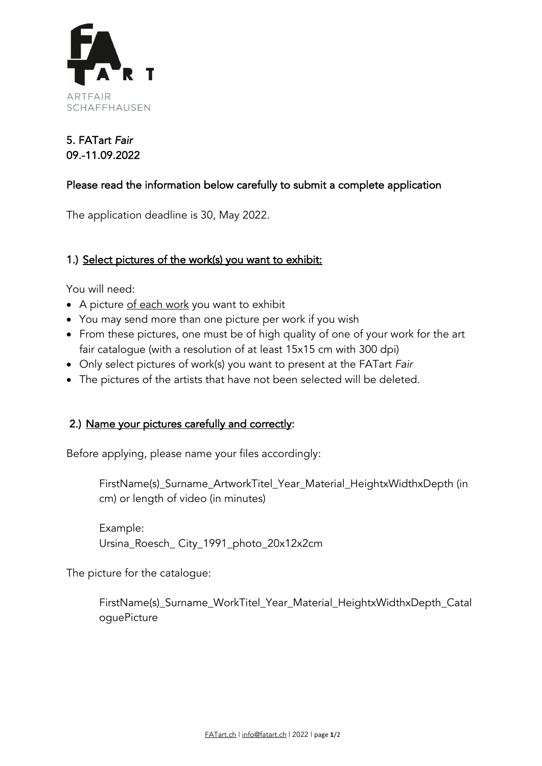FA
ART

ARTFAIR
SCHAFFHAUSEN

# 5. FATart *Fair*
# 09.-11.09.2022

## Please read the information below carefully to submit a complete application

The application deadline is 30, May 2022.

### 1.) Select pictures of the work(s) you want to exhibit:

You will need:

- A picture of each work you want to exhibit
- You may send more than one picture per work if you wish
- From these pictures, one must be of high quality of one of your work for the art fair catalogue (with a resolution of at least 15x15 cm with 300 dpi)
- Only select pictures of work(s) you want to present at the FATart *Fair*
- The pictures of the artists that have not been selected will be deleted.

### 2.) Name your pictures carefully and correctly:

Before applying, please name your files accordingly:

> FirstName(s)_Surname_ArtworkTitel_Year_Material_HeightxWidthxDepth (in cm) or length of video (in minutes)
>
> Example:
> Ursina_Roesch_ City_1991_photo_20x12x2cm

The picture for the catalogue:

> FirstName(s)_Surname_WorkTitel_Year_Material_HeightxWidthxDepth_CataloguePicture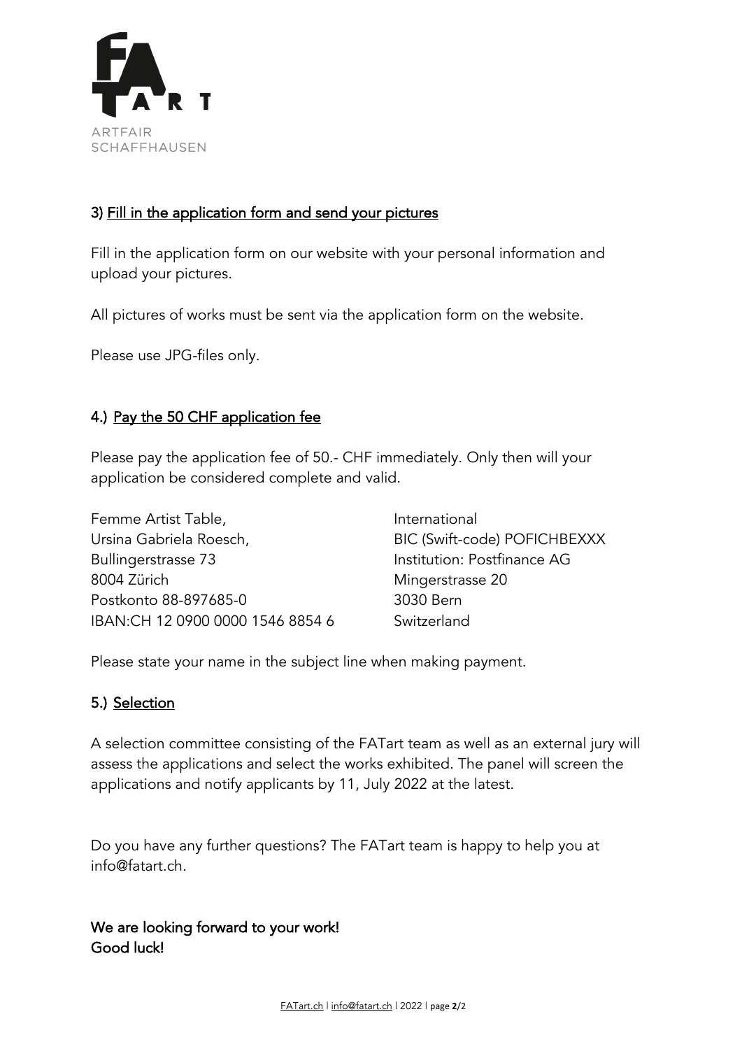## 3) Fill in the application form and send your pictures

Fill in the application form on our website with your personal information and upload your pictures.

All pictures of works must be sent via the application form on the website.

Please use JPG-files only.

## 4.) Pay the 50 CHF application fee

Please pay the application fee of 50.- CHF immediately. Only then will your application be considered complete and valid.

Femme Artist Table,
Ursina Gabriela Roesch,
Bullingerstrasse 73
8004 Zürich
Postkonto 88-897685-0
IBAN:CH 12 0900 0000 1546 8854 6

International
BIC (Swift-code) POFICHBEXXX
Institution: Postfinance AG
Mingerstrasse 20
3030 Bern
Switzerland

Please state your name in the subject line when making payment.

## 5.) Selection

A selection committee consisting of the FATart team as well as an external jury will assess the applications and select the works exhibited. The panel will screen the applications and notify applicants by 11, July 2022 at the latest.

Do you have any further questions? The FATart team is happy to help you at info@fatart.ch.

**We are looking forward to your work!**
**Good luck!**